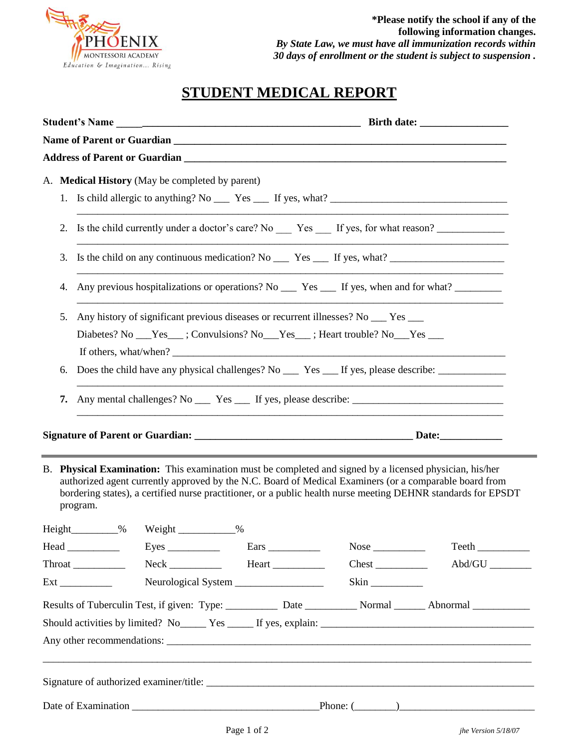PHOENIX MONTESSORI ACADEMY
*Education & Imagination... Rising*

**\*Please notify the school if any of the following information changes.**
***By State Law, we must have all immunization records within 30 days of enrollment or the student is subject to suspension .***

# STUDENT MEDICAL REPORT

**Student's Name** ______________________________________________ **Birth date:** _________________

**Name of Parent or Guardian** ____________________________________________________________________

**Address of Parent or Guardian** __________________________________________________________________

A. **Medical History** (May be completed by parent)

1. Is child allergic to anything? No ___ Yes ___ If yes, what? __________________________________
   _______________________________________________________________________________
2. Is the child currently under a doctor's care? No ___ Yes ___ If yes, for what reason? _____________
   _______________________________________________________________________________
3. Is the child on any continuous medication? No ___ Yes ___ If yes, what? ______________________
   _______________________________________________________________________________
4. Any previous hospitalizations or operations? No ___ Yes ___ If yes, when and for what? _________
   _______________________________________________________________________________
5. Any history of significant previous diseases or recurrent illnesses? No ___ Yes ___
   Diabetes? No ___Yes___ ; Convulsions? No___Yes___ ; Heart trouble? No___Yes ___
   If others, what/when? ________________________________________________________________
6. Does the child have any physical challenges? No ___ Yes ___ If yes, please describe: _____________
   _______________________________________________________________________________
7. Any mental challenges? No ___ Yes ___ If yes, please describe: ____________________________
   _______________________________________________________________________________

**Signature of Parent or Guardian:** ____________________________________________ **Date:**____________

---

B. **Physical Examination:** This examination must be completed and signed by a licensed physician, his/her authorized agent currently approved by the N.C. Board of Medical Examiners (or a comparable board from bordering states), a certified nurse practitioner, or a public health nurse meeting DEHNR standards for EPSDT program.

Height_________% Weight ___________%

Head __________ Eyes __________ Ears __________ Nose __________ Teeth __________

Throat __________ Neck __________ Heart __________ Chest __________ Abd/GU ________

Ext __________ Neurological System _________________ Skin __________

Results of Tuberculin Test, if given: Type: __________ Date __________ Normal ______ Abnormal ___________

Should activities by limited? No_____ Yes _____ If yes, explain: ________________________________________

Any other recommendations: _____________________________________________________________________

_____________________________________________________________________________________________

Signature of authorized examiner/title: ______________________________________________________________

Date of Examination ____________________________________Phone: (________)__________________________

*jhe Version 5/18/07*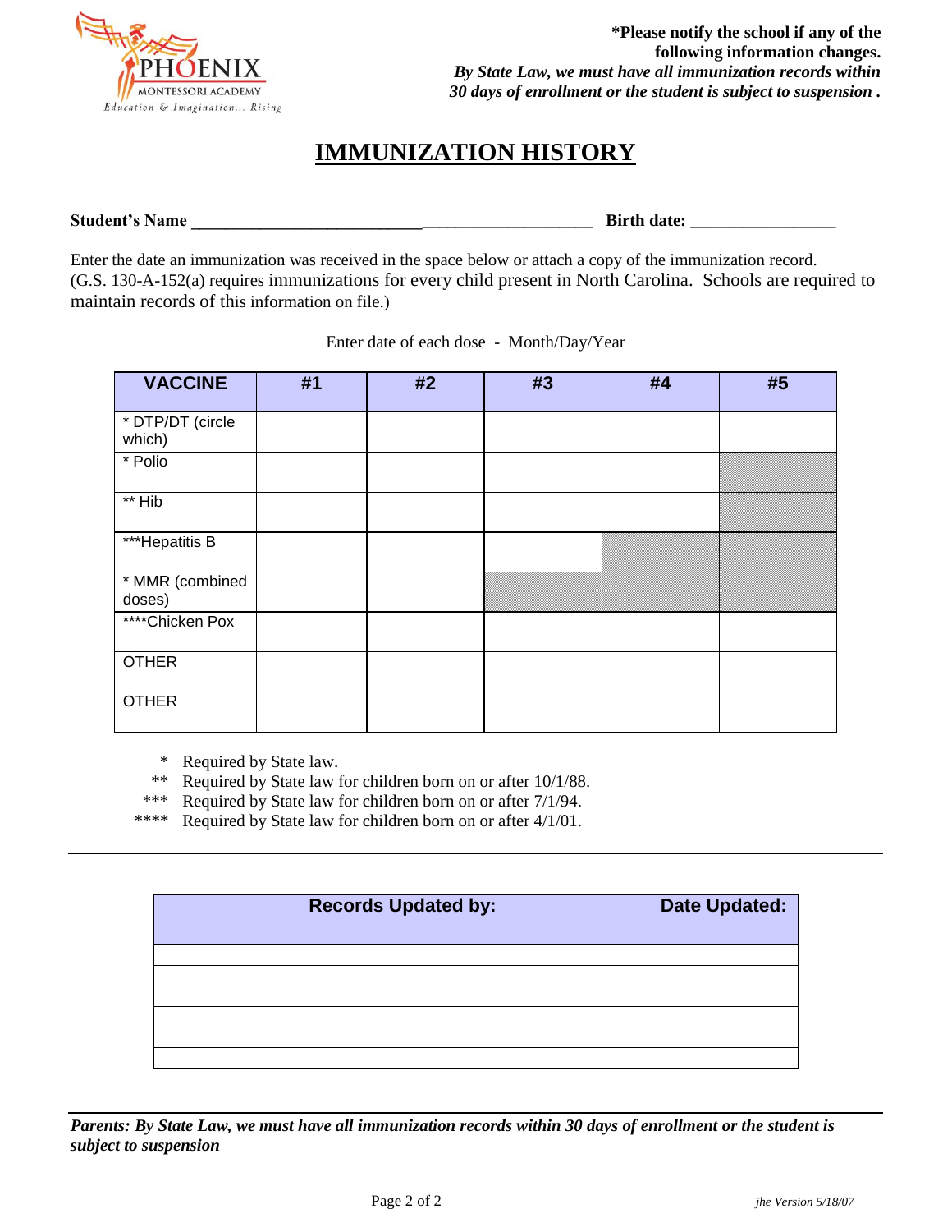**\*Please notify the school if any of the following information changes.**
***By State Law, we must have all immunization records within 30 days of enrollment or the student is subject to suspension .***

# IMMUNIZATION HISTORY

**Student's Name** ______________________________________________ **Birth date:** ________________

Enter the date an immunization was received in the space below or attach a copy of the immunization record. (G.S. 130-A-152(a) requires immunizations for every child present in North Carolina. Schools are required to maintain records of this information on file.)

Enter date of each dose - Month/Day/Year

| VACCINE | #1 | #2 | #3 | #4 | #5 |
|---|---|---|---|---|---|
| * DTP/DT (circle which) | | | | | |
| * Polio | | | | | |
| ** Hib | | | | | |
| ***Hepatitis B | | | | | |
| * MMR (combined doses) | | | | | |
| ****Chicken Pox | | | | | |
| OTHER | | | | | |
| OTHER | | | | | |

- \* Required by State law.
- \*\* Required by State law for children born on or after 10/1/88.
- \*\*\* Required by State law for children born on or after 7/1/94.
- \*\*\*\* Required by State law for children born on or after 4/1/01.

---

| Records Updated by: | Date Updated: |
|---|---|
| | |
| | |
| | |
| | |
| | |
| | |

***Parents: By State Law, we must have all immunization records within 30 days of enrollment or the student is subject to suspension***

*jhe Version 5/18/07*